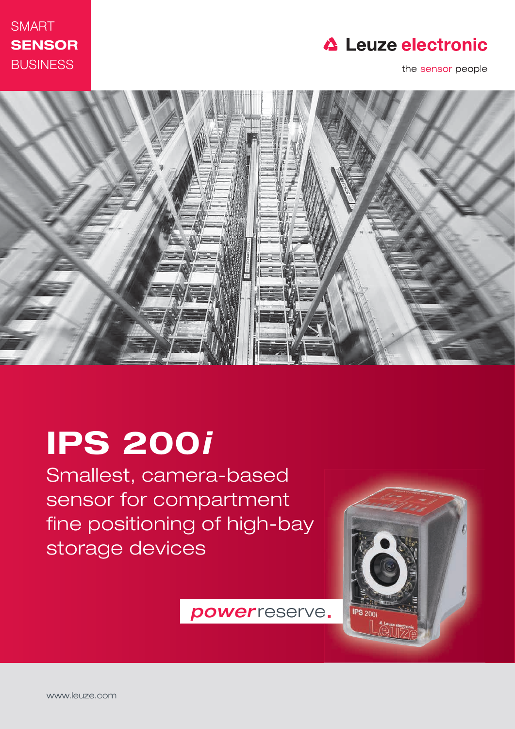SMART
**SENSOR**
BUSINESS

Leuze electronic

the sensor people

# IPS 200*i*

Smallest, camera-based sensor for compartment fine positioning of high-bay storage devices

***power*****reserve.**

www.leuze.com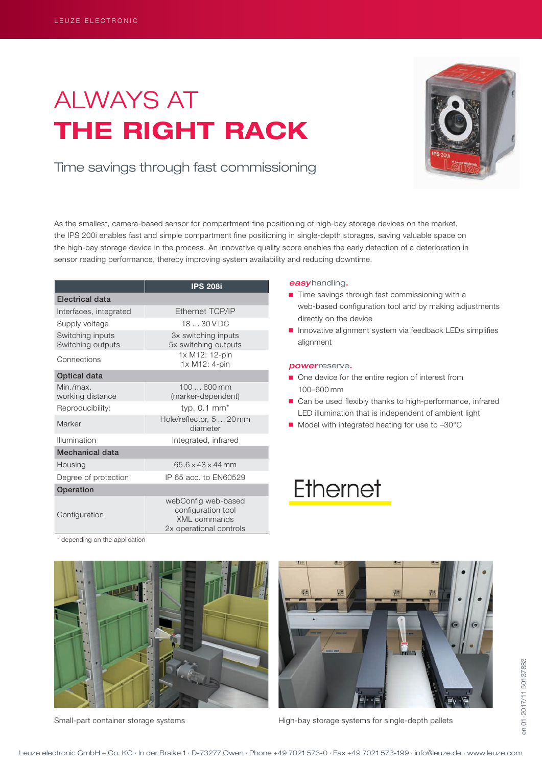# ALWAYS AT
# THE RIGHT RACK

## Time savings through fast commissioning

As the smallest, camera-based sensor for compartment fine positioning of high-bay storage devices on the market, the IPS 200i enables fast and simple compartment fine positioning in single-depth storages, saving valuable space on the high-bay storage device in the process. An innovative quality score enables the early detection of a deterioration in sensor reading performance, thereby improving system availability and reducing downtime.

| | IPS 208i |
|---|---|
| **Electrical data** | |
| Interfaces, integrated | Ethernet TCP/IP |
| Supply voltage | 18 … 30 V DC |
| Switching inputs<br>Switching outputs | 3x switching inputs<br>5x switching outputs |
| Connections | 1x M12: 12-pin<br>1x M12: 4-pin |
| **Optical data** | |
| Min./max. working distance | 100 … 600 mm<br>(marker-dependent) |
| Reproducibility: | typ. 0.1 mm* |
| Marker | Hole/reflector, 5 … 20 mm diameter |
| Illumination | Integrated, infrared |
| **Mechanical data** | |
| Housing | 65.6 × 43 × 44 mm |
| Degree of protection | IP 65 acc. to EN60529 |
| **Operation** | |
| Configuration | webConfig web-based configuration tool<br>XML commands<br>2x operational controls |

\* depending on the application

***easy*** handling.

- Time savings through fast commissioning with a web-based configuration tool and by making adjustments directly on the device
- Innovative alignment system via feedback LEDs simplifies alignment

***power*** reserve.

- One device for the entire region of interest from 100–600 mm
- Can be used flexibly thanks to high-performance, infrared LED illumination that is independent of ambient light
- Model with integrated heating for use to –30°C

Ethernet

Small-part container storage systems

High-bay storage systems for single-depth pallets

en 01-2017/11 50137883

Leuze electronic GmbH + Co. KG · In der Braike 1 · D-73277 Owen · Phone +49 7021 573-0 · Fax +49 7021 573-199 · info@leuze.de · www.leuze.com